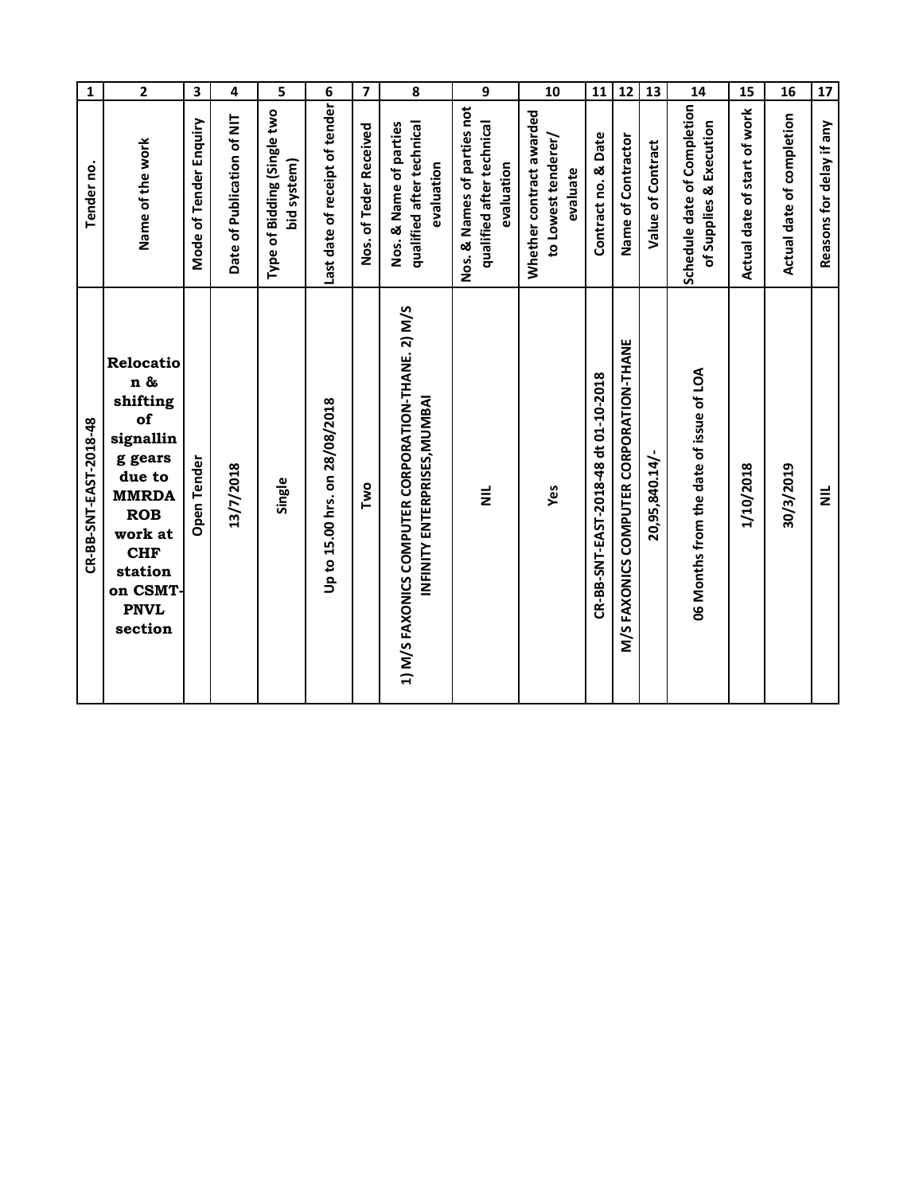| 1 | 2 | 3 | 4 | 5 | 6 | 7 | 8 | 9 | 10 | 11 | 12 | 13 | 14 | 15 | 16 | 17 |
|---|---|---|---|---|---|---|---|---|---|---|---|---|---|---|---|---|
| Tender no. | Name of the work | Mode of Tender Enquiry | Date of Publication of NIT | Type of Bidding (Single two bid system) | Last date of receipt of tender | Nos. of Teder Received | Nos. & Name of parties qualified after technical evaluation | Nos. & Names of parties not qualified after technical evaluation | Whether contract awarded to Lowest tenderer/ evaluate | Contract no. & Date | Name of Contractor | Value of Contract | Schedule date of Completion of Supplies & Execution | Actual date of start of work | Actual date of completion | Reasons for delay if any |
| CR-BB-SNT-EAST-2018-48 | **Relocation & shifting of signalling gears due to MMRDA ROB work at CHF station on CSMT-PNVL section** | Open Tender | 13/7/2018 | Single | Up to 15.00 hrs. on 28/08/2018 | Two | 1) M/S FAXONICS COMPUTER CORPORATION-THANE. 2) M/S INFINITY ENTERPRISES,MUMBAI | NIL | Yes | CR-BB-SNT-EAST-2018-48 dt 01-10-2018 | M/S FAXONICS COMPUTER CORPORATION-THANE | 20,95,840.14/- | 06 Months from the date of issue of LOA | 1/10/2018 | 30/3/2019 | NIL |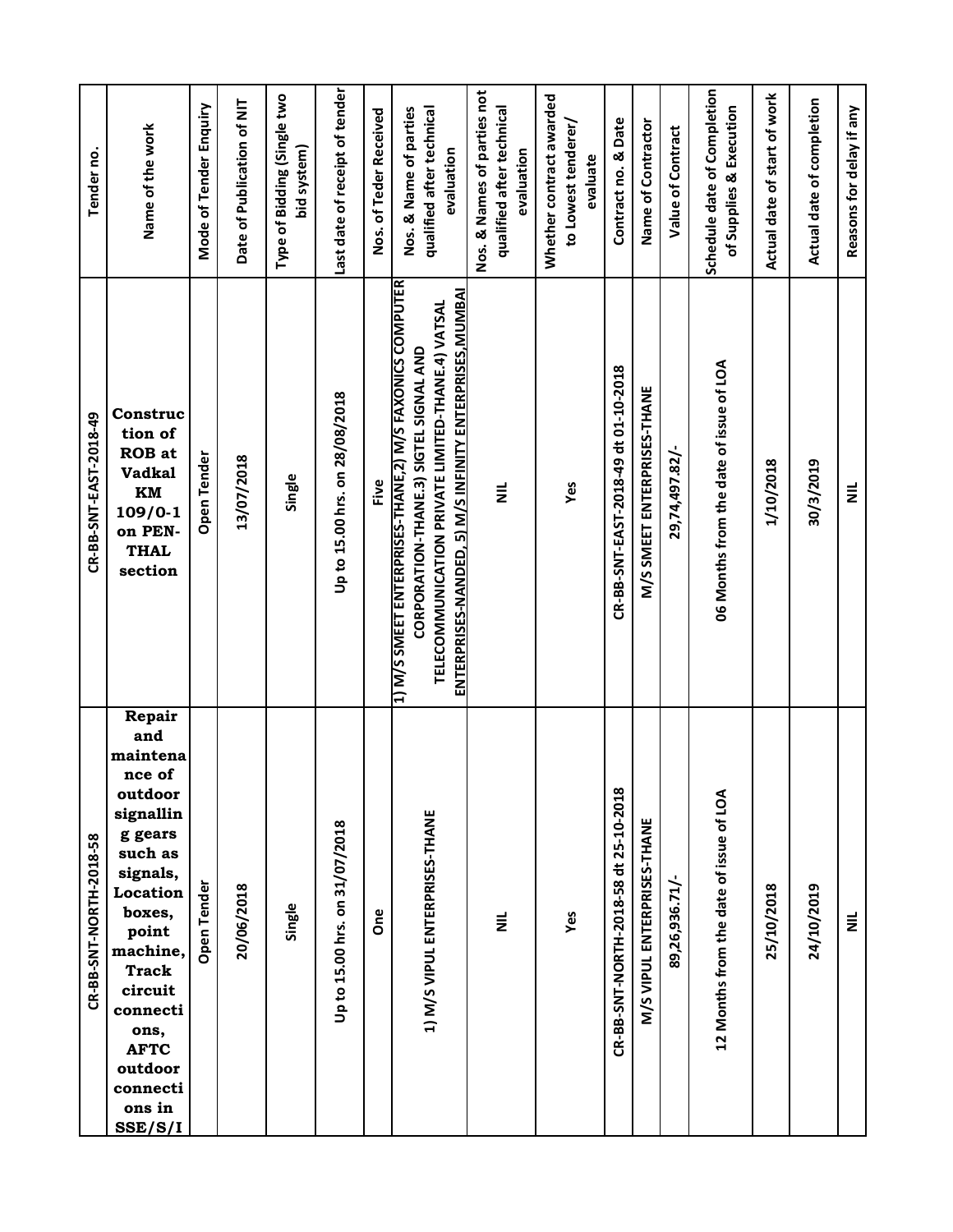| Tender no. | Name of the work | Mode of Tender Enquiry | Date of Publication of NIT | Type of Bidding (Single two bid system) | Last date of receipt of tender | Nos. of Teder Received | Nos. & Name of parties qualified after technical evaluation | Nos. & Names of parties not qualified after technical evaluation | Whether contract awarded to Lowest tenderer/ evaluate | Contract no. & Date | Name of Contractor | Value of Contract | Schedule date of Completion of Supplies & Execution | Actual date of start of work | Actual date of completion | Reasons for delay if any |
|---|---|---|---|---|---|---|---|---|---|---|---|---|---|---|---|---|
| CR-BB-SNT-EAST-2018-49 | Construction of ROB at Vadkal KM 109/0-1 on PEN-THAL section | Open Tender | 13/07/2018 | Single | Up to 15.00 hrs. on 28/08/2018 | Five | 1) M/S SMEET ENTERPRISES-THANE,2) M/S FAXONICS COMPUTER CORPORATION-THANE.3) SIGTEL SIGNAL AND TELECOMMUNICATION PRIVATE LIMITED-THANE.4) VATSAL ENTERPRISES-NANDED, 5) M/S INFINITY ENTERPRISES,MUMBAI | NIL | Yes | CR-BB-SNT-EAST-2018-49 dt 01-10-2018 | M/S SMEET ENTERPRISES-THANE | 29,74,497.82/- | 06 Months from the date of issue of LOA | 1/10/2018 | 30/3/2019 | NIL |
| CR-BB-SNT-NORTH-2018-58 | Repair and maintenance of outdoor signalling gears such as signals, Location boxes, point machine, Track circuit connections, AFTC outdoor connections in SSE/S/I | Open Tender | 20/06/2018 | Single | Up to 15.00 hrs. on 31/07/2018 | One | 1) M/S VIPUL ENTERPRISES-THANE | NIL | Yes | CR-BB-SNT-NORTH-2018-58 dt 25-10-2018 | M/S VIPUL ENTERPRISES-THANE | 89,26,936.71/- | 12 Months from the date of issue of LOA | 25/10/2018 | 24/10/2019 | NIL |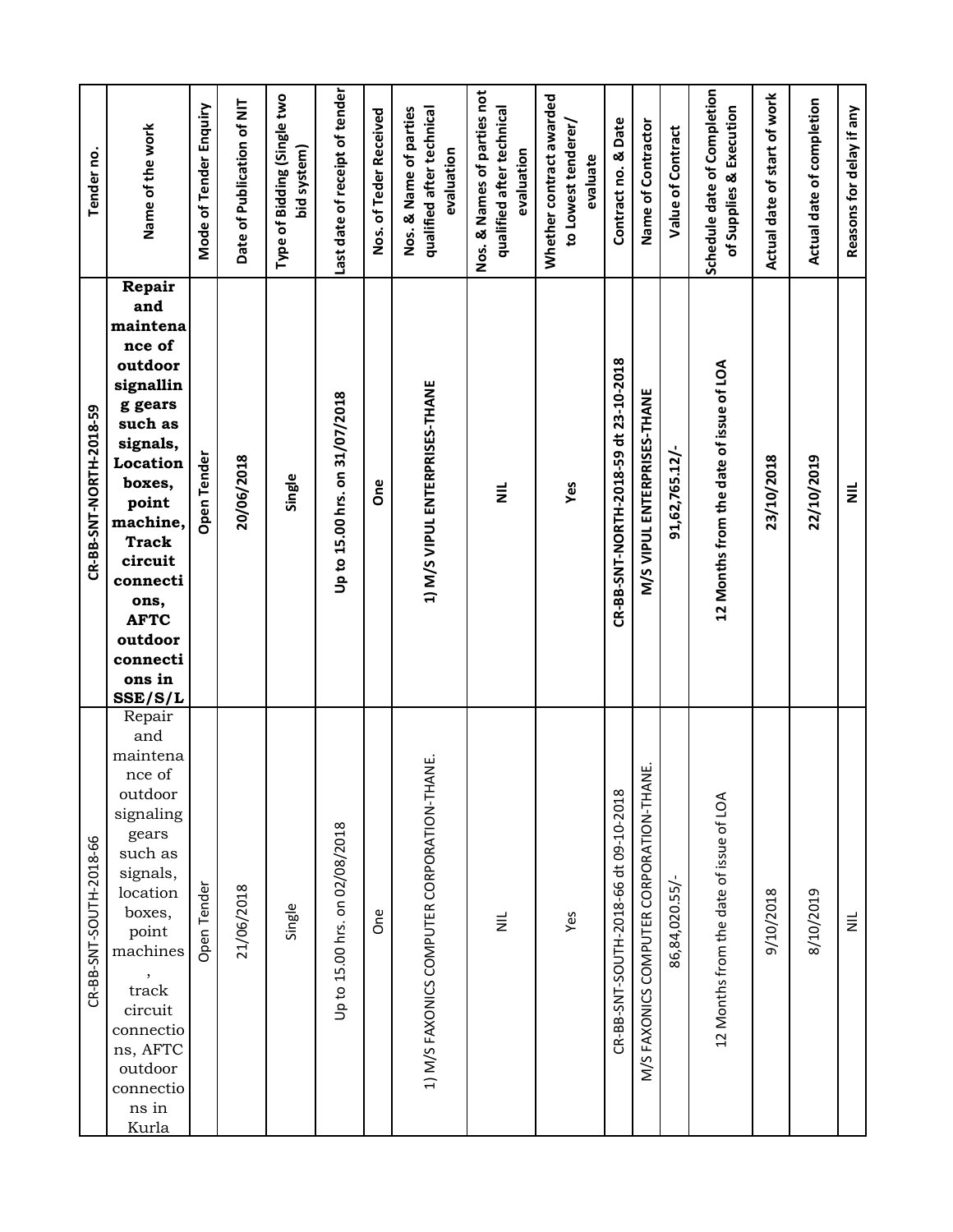| Tender no. | Name of the work | Mode of Tender Enquiry | Date of Publication of NIT | Type of Bidding (Single two bid system) | Last date of receipt of tender | Nos. of Teder Received | Nos. & Name of parties qualified after technical evaluation | Nos. & Names of parties not qualified after technical evaluation | Whether contract awarded to Lowest tenderer/ evaluate | Contract no. & Date | Name of Contractor | Value of Contract | Schedule date of Completion of Supplies & Execution | Actual date of start of work | Actual date of completion | Reasons for delay if any |
|---|---|---|---|---|---|---|---|---|---|---|---|---|---|---|---|---|
| CR-BB-SNT-NORTH-2018-59 | Repair and maintenance of outdoor signalling gears such as signals, Location boxes, point machine, Track circuit connections, AFTC outdoor connections in SSE/S/L | Open Tender | 20/06/2018 | Single | Up to 15.00 hrs. on 31/07/2018 | One | 1) M/S VIPUL ENTERPRISES-THANE | NIL | Yes | CR-BB-SNT-NORTH-2018-59 dt 23-10-2018 | M/S VIPUL ENTERPRISES-THANE | 91,62,765.12/- | 12 Months from the date of issue of LOA | 23/10/2018 | 22/10/2019 | NIL |
| CR-BB-SNT-SOUTH-2018-66 | Repair and maintenance of outdoor signaling gears such as signals, location boxes, point machines, track circuit connections, AFTC outdoor connections in Kurla | Open Tender | 21/06/2018 | Single | Up to 15.00 hrs. on 02/08/2018 | One | 1) M/S FAXONICS COMPUTER CORPORATION-THANE. | NIL | Yes | CR-BB-SNT-SOUTH-2018-66 dt 09-10-2018 | M/S FAXONICS COMPUTER CORPORATION-THANE. | 86,84,020.55/- | 12 Months from the date of issue of LOA | 9/10/2018 | 8/10/2019 | NIL |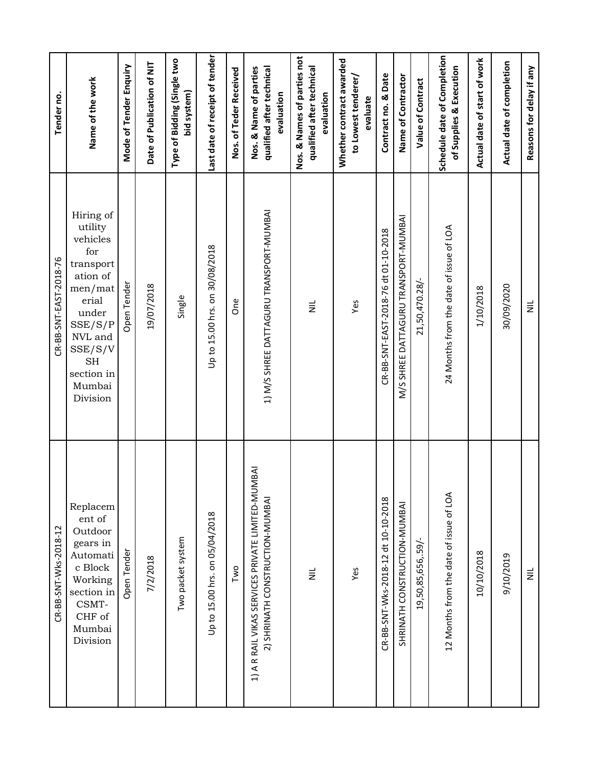| Tender no. | Name of the work | Mode of Tender Enquiry | Date of Publication of NIT | Type of Bidding (Single two bid system) | Last date of receipt of tender | Nos. of Teder Received | Nos. & Name of parties qualified after technical evaluation | Nos. & Names of parties not qualified after technical evaluation | Whether contract awarded to Lowest tenderer/ evaluate | Contract no. & Date | Name of Contractor | Value of Contract | Schedule date of Completion of Supplies & Execution | Actual date of start of work | Actual date of completion | Reasons for delay if any |
|---|---|---|---|---|---|---|---|---|---|---|---|---|---|---|---|---|
| CR-BB-SNT-EAST-2018-76 | Hiring of utility vehicles for transportation of men/material under SSE/S/PNVL and SSE/S/VSH section in Mumbai Division | Open Tender | 19/07/2018 | Single | Up to 15.00 hrs. on 30/08/2018 | One | 1) M/S SHREE DATTAGURU TRANSPORT-MUMBAI | NIL | Yes | CR-BB-SNT-EAST-2018-76 dt 01-10-2018 | M/S SHREE DATTAGURU TRANSPORT-MUMBAI | 21,50,470.28/- | 24 Months from the date of issue of LOA | 1/10/2018 | 30/09/2020 | NIL |
| CR-BB-SNT-Wks-2018-12 | Replacement of Outdoor gears in Automatic Block Working section in CSMT-CHF of Mumbai Division | Open Tender | 7/2/2018 | Two packet system | Up to 15.00 hrs. on 05/04/2018 | Two | 1) A R RAIL VIKAS SERVICES PRIVATE LIMITED-MUMBAI 2) SHRINATH CONSTRUCTION-MUMBAI | NIL | Yes | CR-BB-SNT-Wks-2018-12 dt 10-10-2018 | SHRINATH CONSTRUCTION-MUMBAI | 19,50,85,656,.59/- | 12 Months from the date of issue of LOA | 10/10/2018 | 9/10/2019 | NIL |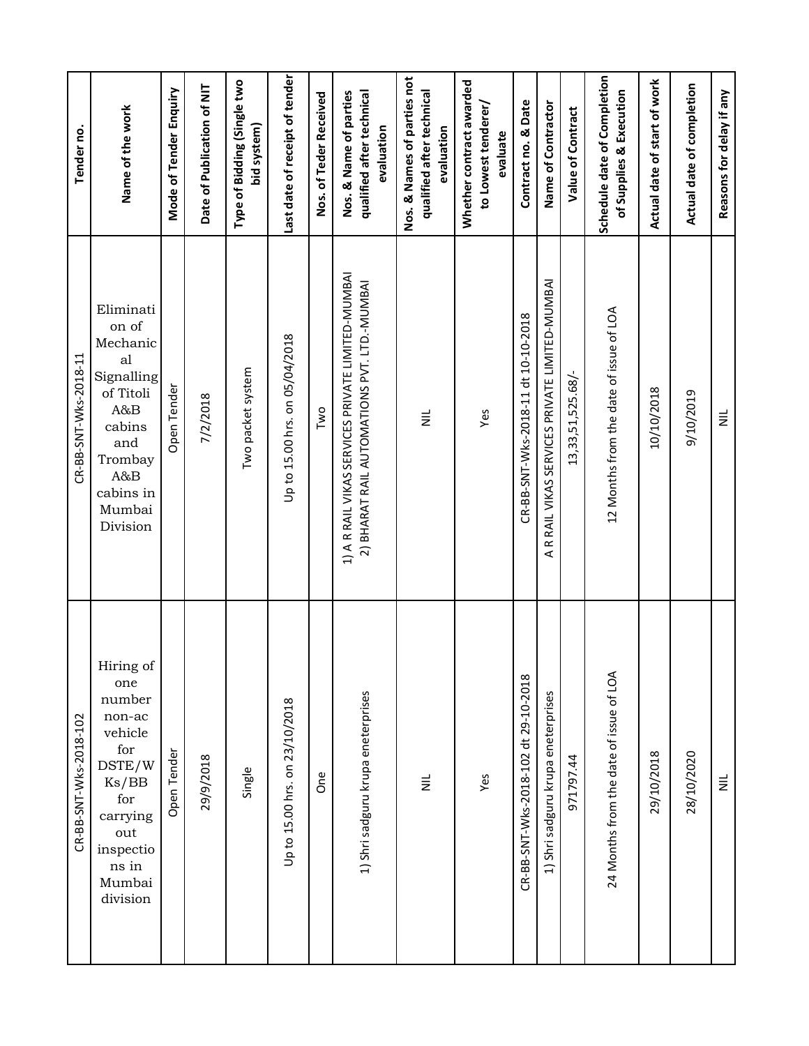| Tender no. | Name of the work | Mode of Tender Enquiry | Date of Publication of NIT | Type of Bidding (Single two bid system) | Last date of receipt of tender | Nos. of Teder Received | Nos. & Name of parties qualified after technical evaluation | Nos. & Names of parties not qualified after technical evaluation | Whether contract awarded to Lowest tenderer/ evaluate | Contract no. & Date | Name of Contractor | Value of Contract | Schedule date of Completion of Supplies & Execution | Actual date of start of work | Actual date of completion | Reasons for delay if any |
|---|---|---|---|---|---|---|---|---|---|---|---|---|---|---|---|---|
| CR-BB-SNT-Wks-2018-11 | Elimination of Mechanical Signalling of Titoli A&B cabins and Trombay A&B cabins in Mumbai Division | Open Tender | 7/2/2018 | Two packet system | Up to 15.00 hrs. on 05/04/2018 | Two | 1) A R RAIL VIKAS SERVICES PRIVATE LIMITED-MUMBAI 2) BHARAT RAIL AUTOMATIONS PVT. LTD.-MUMBAI | NIL | Yes | CR-BB-SNT-Wks-2018-11 dt 10-10-2018 | A R RAIL VIKAS SERVICES PRIVATE LIMITED-MUMBAI | 13,33,51,525.68/- | 12 Months from the date of issue of LOA | 10/10/2018 | 9/10/2019 | NIL |
| CR-BB-SNT-Wks-2018-102 | Hiring of one number non-ac vehicle for DSTE/WKs/BB for carrying out inspections in Mumbai division | Open Tender | 29/9/2018 | Single | Up to 15.00 hrs. on 23/10/2018 | One | 1) Shri sadguru krupa eneterprises | NIL | Yes | CR-BB-SNT-Wks-2018-102 dt 29-10-2018 | 1) Shri sadguru krupa eneterprises | 971797.44 | 24 Months from the date of issue of LOA | 29/10/2018 | 28/10/2020 | NIL |